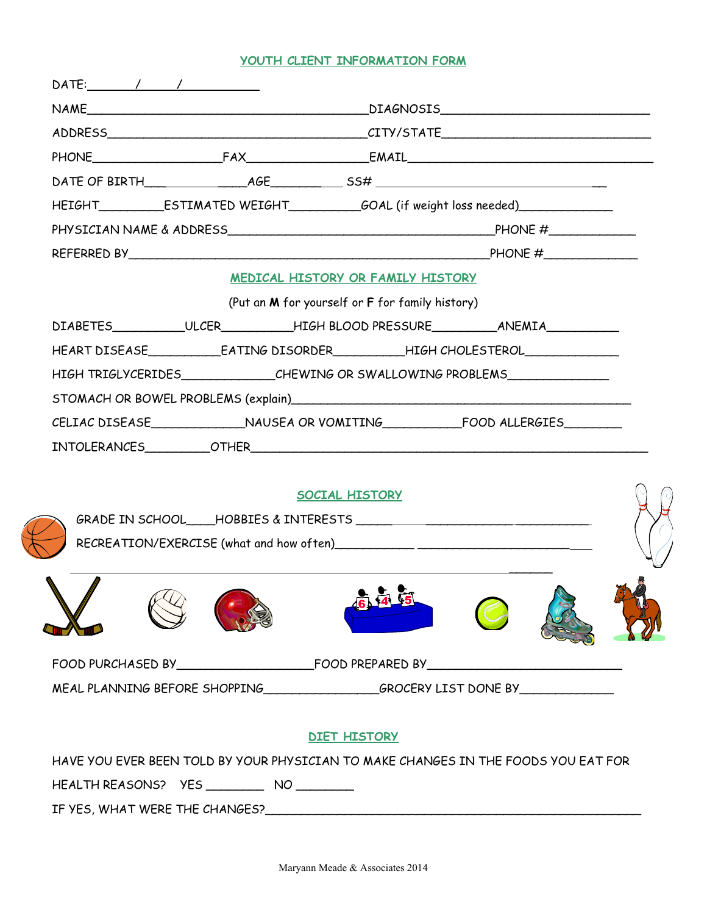## YOUTH CLIENT INFORMATION FORM

DATE:\_\_\_\_\_\_\_/\_\_\_\_\_\_/\_\_\_\_\_\_\_\_\_\_\_\_\_

NAME\_\_\_\_\_\_\_\_\_\_\_\_\_\_\_\_\_\_\_\_\_\_\_\_\_\_\_\_\_\_\_\_\_\_\_\_\_\_\_\_DIAGNOSIS\_\_\_\_\_\_\_\_\_\_\_\_\_\_\_\_\_\_\_\_\_\_\_\_\_\_\_\_\_

ADDRESS\_\_\_\_\_\_\_\_\_\_\_\_\_\_\_\_\_\_\_\_\_\_\_\_\_\_\_\_\_\_\_\_\_\_\_\_\_\_CITY/STATE\_\_\_\_\_\_\_\_\_\_\_\_\_\_\_\_\_\_\_\_\_\_\_\_\_\_\_\_\_\_

PHONE\_\_\_\_\_\_\_\_\_\_\_\_\_\_\_\_\_\_\_FAX\_\_\_\_\_\_\_\_\_\_\_\_\_\_\_\_\_\_EMAIL\_\_\_\_\_\_\_\_\_\_\_\_\_\_\_\_\_\_\_\_\_\_\_\_\_\_\_\_\_\_\_\_\_\_\_\_

DATE OF BIRTH\_\_\_\_\_\_\_\_\_\_\_\_\_\_\_\_\_AGE\_\_\_\_\_\_\_\_\_\_ SS# \_\_\_\_\_\_\_\_\_\_\_\_\_\_\_\_\_\_\_\_\_\_\_\_\_\_\_\_\_\_\_\_\_\_\_

HEIGHT\_\_\_\_\_\_\_\_\_ESTIMATED WEIGHT\_\_\_\_\_\_\_\_\_\_GOAL (if weight loss needed)\_\_\_\_\_\_\_\_\_\_\_\_\_

PHYSICIAN NAME & ADDRESS\_\_\_\_\_\_\_\_\_\_\_\_\_\_\_\_\_\_\_\_\_\_\_\_\_\_\_\_\_\_\_\_\_\_\_\_\_\_PHONE #\_\_\_\_\_\_\_\_\_\_\_\_

REFERRED BY\_\_\_\_\_\_\_\_\_\_\_\_\_\_\_\_\_\_\_\_\_\_\_\_\_\_\_\_\_\_\_\_\_\_\_\_\_\_\_\_\_\_\_\_\_\_\_\_\_\_\_\_PHONE #\_\_\_\_\_\_\_\_\_\_\_\_\_\_

## MEDICAL HISTORY OR FAMILY HISTORY

(Put an **M** for yourself or **F** for family history)

DIABETES\_\_\_\_\_\_\_\_\_\_ULCER\_\_\_\_\_\_\_\_\_\_HIGH BLOOD PRESSURE\_\_\_\_\_\_\_\_\_ANEMIA\_\_\_\_\_\_\_\_\_\_

HEART DISEASE\_\_\_\_\_\_\_\_\_\_EATING DISORDER\_\_\_\_\_\_\_\_\_\_HIGH CHOLESTEROL\_\_\_\_\_\_\_\_\_\_\_\_\_

HIGH TRIGLYCERIDES\_\_\_\_\_\_\_\_\_\_\_\_\_CHEWING OR SWALLOWING PROBLEMS\_\_\_\_\_\_\_\_\_\_\_\_\_\_

STOMACH OR BOWEL PROBLEMS (explain)\_\_\_\_\_\_\_\_\_\_\_\_\_\_\_\_\_\_\_\_\_\_\_\_\_\_\_\_\_\_\_\_\_\_\_\_\_\_\_\_\_\_\_\_\_\_\_\_

CELIAC DISEASE\_\_\_\_\_\_\_\_\_\_\_\_\_NAUSEA OR VOMITING\_\_\_\_\_\_\_\_\_\_\_FOOD ALLERGIES\_\_\_\_\_\_\_\_

INTOLERANCES\_\_\_\_\_\_\_\_\_OTHER\_\_\_\_\_\_\_\_\_\_\_\_\_\_\_\_\_\_\_\_\_\_\_\_\_\_\_\_\_\_\_\_\_\_\_\_\_\_\_\_\_\_\_\_\_\_\_\_\_\_\_\_\_\_\_\_\_\_\_

## SOCIAL HISTORY

GRADE IN SCHOOL\_\_\_\_HOBBIES & INTERESTS \_\_\_\_\_\_\_\_\_\_\_\_\_\_\_\_\_\_\_\_\_\_\_\_\_\_\_\_\_\_\_\_\_\_\_\_\_\_\_\_

RECREATION/EXERCISE (what and how often)\_\_\_\_\_\_\_\_\_\_\_\_\_\_\_\_\_\_\_\_\_\_\_\_\_\_\_\_\_\_\_\_\_\_\_\_\_\_\_\_

\_\_\_\_\_\_\_\_\_\_\_\_\_\_\_\_\_\_\_\_\_\_\_\_\_\_\_\_\_\_\_\_\_\_\_\_\_\_\_\_\_\_\_\_\_\_\_\_\_\_\_\_\_\_\_\_\_\_\_\_\_\_\_\_\_\_\_\_\_\_\_\_\_\_\_\_\_\_

FOOD PURCHASED BY\_\_\_\_\_\_\_\_\_\_\_\_\_\_\_\_\_\_\_\_FOOD PREPARED BY\_\_\_\_\_\_\_\_\_\_\_\_\_\_\_\_\_\_\_\_\_\_\_\_\_\_\_\_

MEAL PLANNING BEFORE SHOPPING\_\_\_\_\_\_\_\_\_\_\_\_\_\_\_\_GROCERY LIST DONE BY\_\_\_\_\_\_\_\_\_\_\_\_\_

## DIET HISTORY

HAVE YOU EVER BEEN TOLD BY YOUR PHYSICIAN TO MAKE CHANGES IN THE FOODS YOU EAT FOR HEALTH REASONS? YES \_\_\_\_\_\_\_\_ NO \_\_\_\_\_\_\_\_

IF YES, WHAT WERE THE CHANGES?\_\_\_\_\_\_\_\_\_\_\_\_\_\_\_\_\_\_\_\_\_\_\_\_\_\_\_\_\_\_\_\_\_\_\_\_\_\_\_\_\_\_\_\_\_\_\_\_\_\_\_\_\_

Maryann Meade & Associates 2014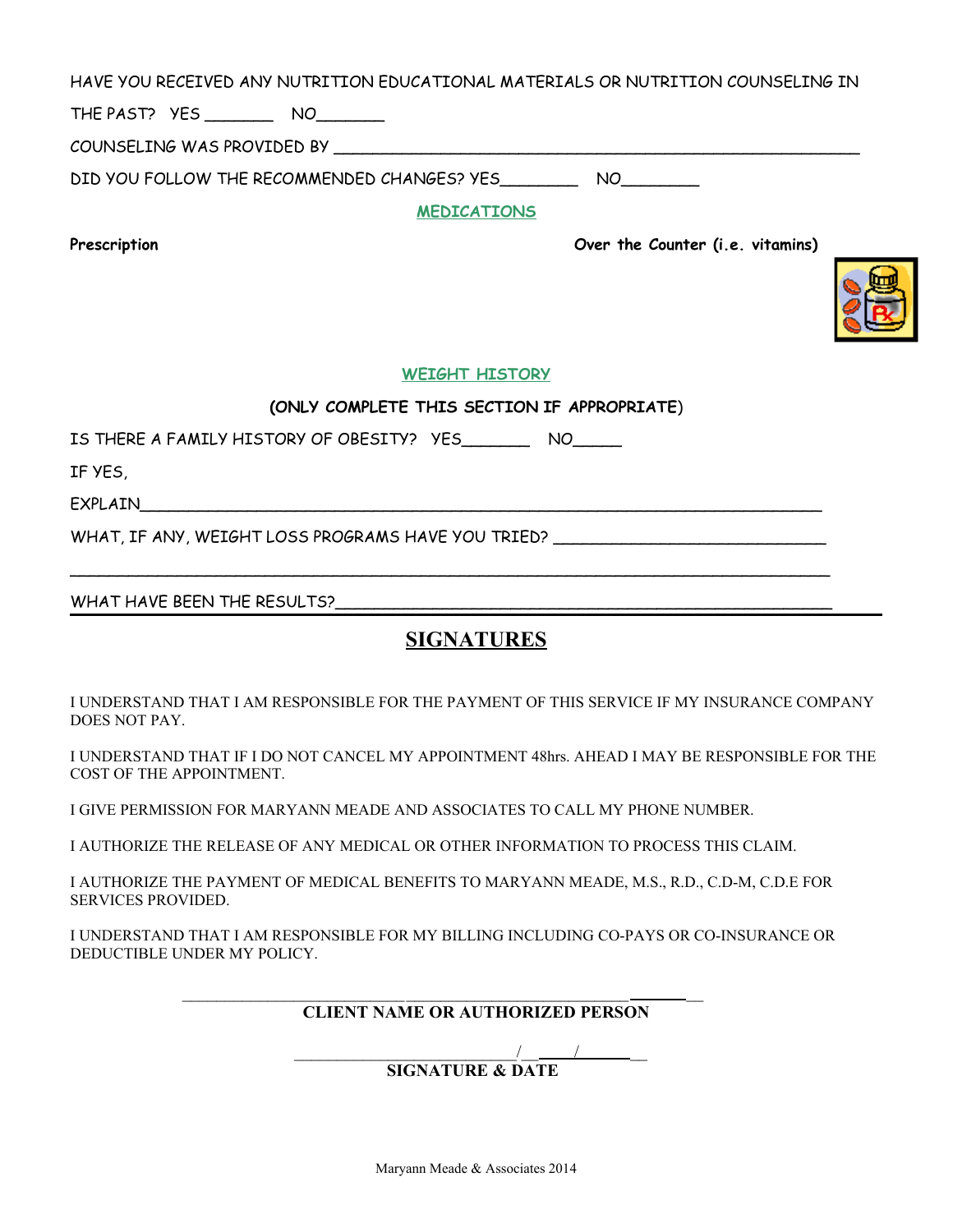HAVE YOU RECEIVED ANY NUTRITION EDUCATIONAL MATERIALS OR NUTRITION COUNSELING IN THE PAST? YES _______ NO_______

COUNSELING WAS PROVIDED BY ___________________________________________________________

DID YOU FOLLOW THE RECOMMENDED CHANGES? YES________ NO________

## MEDICATIONS

**Prescription**

**Over the Counter (i.e. vitamins)**

## WEIGHT HISTORY

**(ONLY COMPLETE THIS SECTION IF APPROPRIATE)**

IS THERE A FAMILY HISTORY OF OBESITY? YES_______ NO_____

IF YES,

EXPLAIN___________________________________________________________________________

WHAT, IF ANY, WEIGHT LOSS PROGRAMS HAVE YOU TRIED? ____________________________

___________________________________________________________________________________

WHAT HAVE BEEN THE RESULTS?_____________________________________________________

## SIGNATURES

I UNDERSTAND THAT I AM RESPONSIBLE FOR THE PAYMENT OF THIS SERVICE IF MY INSURANCE COMPANY DOES NOT PAY.

I UNDERSTAND THAT IF I DO NOT CANCEL MY APPOINTMENT 48hrs. AHEAD I MAY BE RESPONSIBLE FOR THE COST OF THE APPOINTMENT.

I GIVE PERMISSION FOR MARYANN MEADE AND ASSOCIATES TO CALL MY PHONE NUMBER.

I AUTHORIZE THE RELEASE OF ANY MEDICAL OR OTHER INFORMATION TO PROCESS THIS CLAIM.

I AUTHORIZE THE PAYMENT OF MEDICAL BENEFITS TO MARYANN MEADE, M.S., R.D., C.D-M, C.D.E FOR SERVICES PROVIDED.

I UNDERSTAND THAT I AM RESPONSIBLE FOR MY BILLING INCLUDING CO-PAYS OR CO-INSURANCE OR DEDUCTIBLE UNDER MY POLICY.

______________________________________________

**CLIENT NAME OR AUTHORIZED PERSON**

____________________________/____/________

**SIGNATURE & DATE**

Maryann Meade & Associates 2014